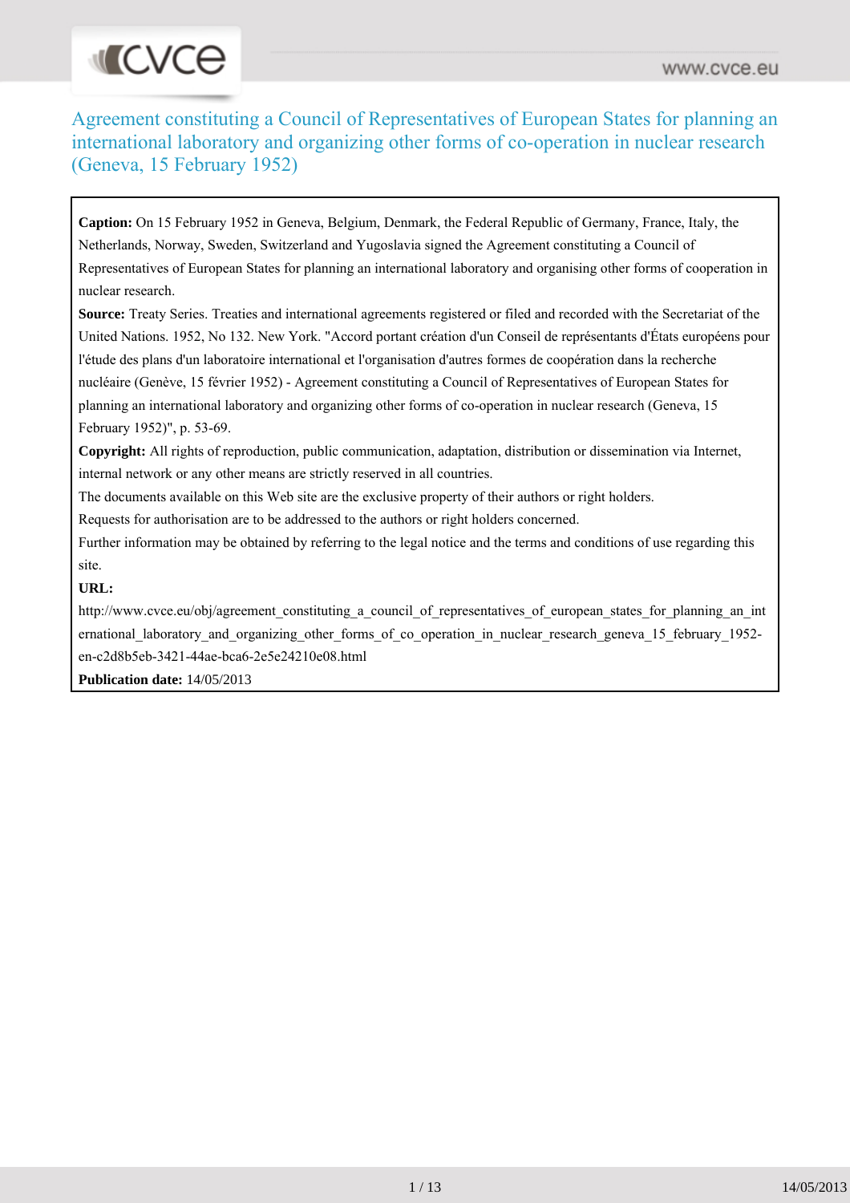# Agreement constituting a Council of Representatives of European States for planning an international laboratory and organizing other forms of co-operation in nuclear research (Geneva, 15 February 1952)

**Caption:** On 15 February 1952 in Geneva, Belgium, Denmark, the Federal Republic of Germany, France, Italy, the Netherlands, Norway, Sweden, Switzerland and Yugoslavia signed the Agreement constituting a Council of Representatives of European States for planning an international laboratory and organising other forms of cooperation in nuclear research.

**Source:** Treaty Series. Treaties and international agreements registered or filed and recorded with the Secretariat of the United Nations. 1952, No 132. New York. "Accord portant création d'un Conseil de représentants d'États européens pour l'étude des plans d'un laboratoire international et l'organisation d'autres formes de coopération dans la recherche nucléaire (Genève, 15 février 1952) - Agreement constituting a Council of Representatives of European States for planning an international laboratory and organizing other forms of co-operation in nuclear research (Geneva, 15 February 1952)", p. 53-69.

**Copyright:** All rights of reproduction, public communication, adaptation, distribution or dissemination via Internet, internal network or any other means are strictly reserved in all countries.

The documents available on this Web site are the exclusive property of their authors or right holders.

Requests for authorisation are to be addressed to the authors or right holders concerned.

Further information may be obtained by referring to the legal notice and the terms and conditions of use regarding this site.

**URL:**

http://www.cvce.eu/obj/agreement_constituting_a_council_of_representatives_of_european_states_for_planning_an_international_laboratory_and_organizing_other_forms_of_co_operation_in_nuclear_research_geneva_15_february_1952-en-c2d8b5eb-3421-44ae-bca6-2e5e24210e08.html

**Publication date:** 14/05/2013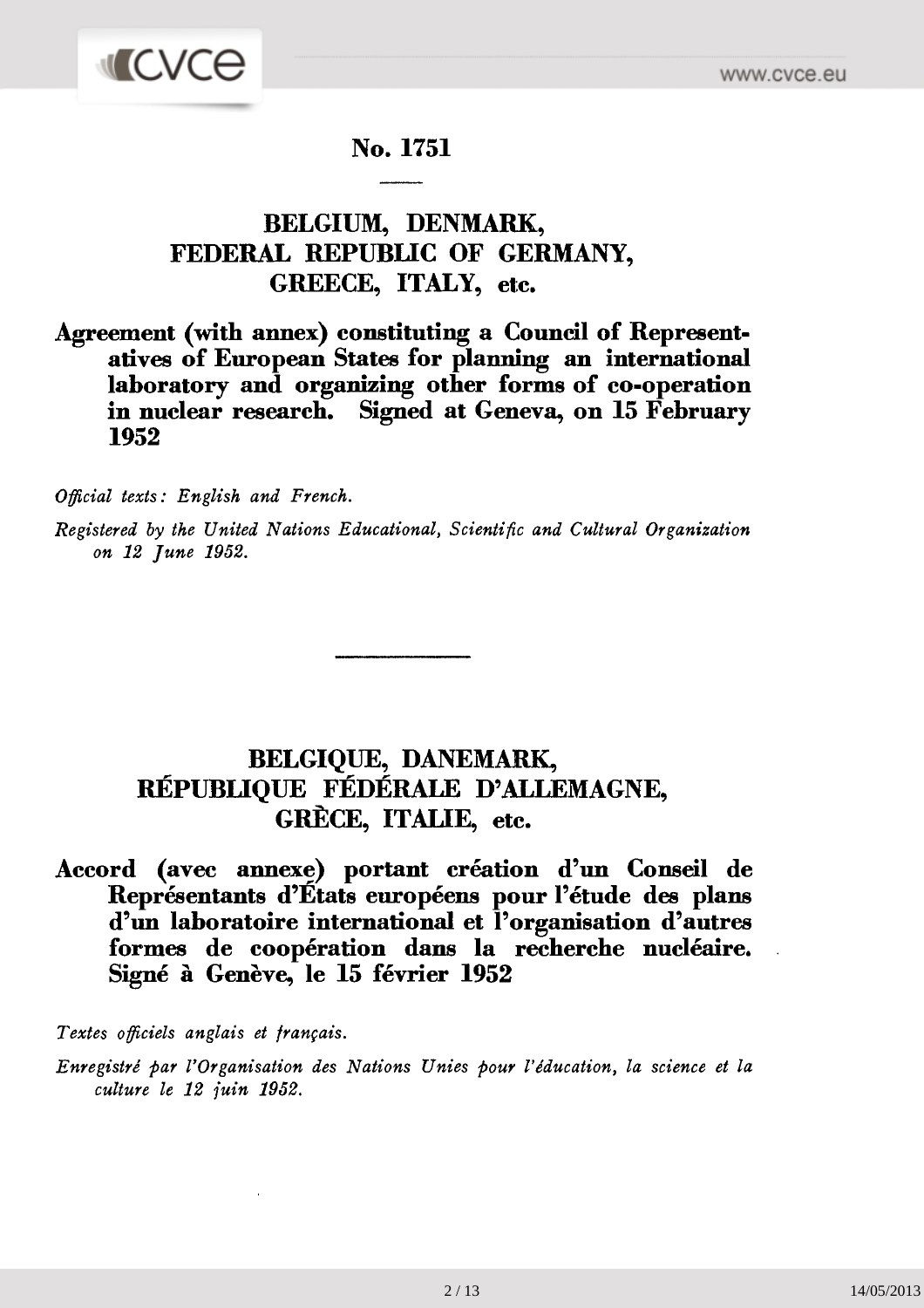# No. 1751

## BELGIUM, DENMARK, FEDERAL REPUBLIC OF GERMANY, GREECE, ITALY, etc.

**Agreement (with annex) constituting a Council of Representatives of European States for planning an international laboratory and organizing other forms of co-operation in nuclear research. Signed at Geneva, on 15 February 1952**

*Official texts: English and French.*

*Registered by the United Nations Educational, Scientific and Cultural Organization on 12 June 1952.*

---

## BELGIQUE, DANEMARK, RÉPUBLIQUE FÉDÉRALE D'ALLEMAGNE, GRÈCE, ITALIE, etc.

**Accord (avec annexe) portant création d'un Conseil de Représentants d'États européens pour l'étude des plans d'un laboratoire international et l'organisation d'autres formes de coopération dans la recherche nucléaire. Signé à Genève, le 15 février 1952**

*Textes officiels anglais et français.*

*Enregistré par l'Organisation des Nations Unies pour l'éducation, la science et la culture le 12 juin 1952.*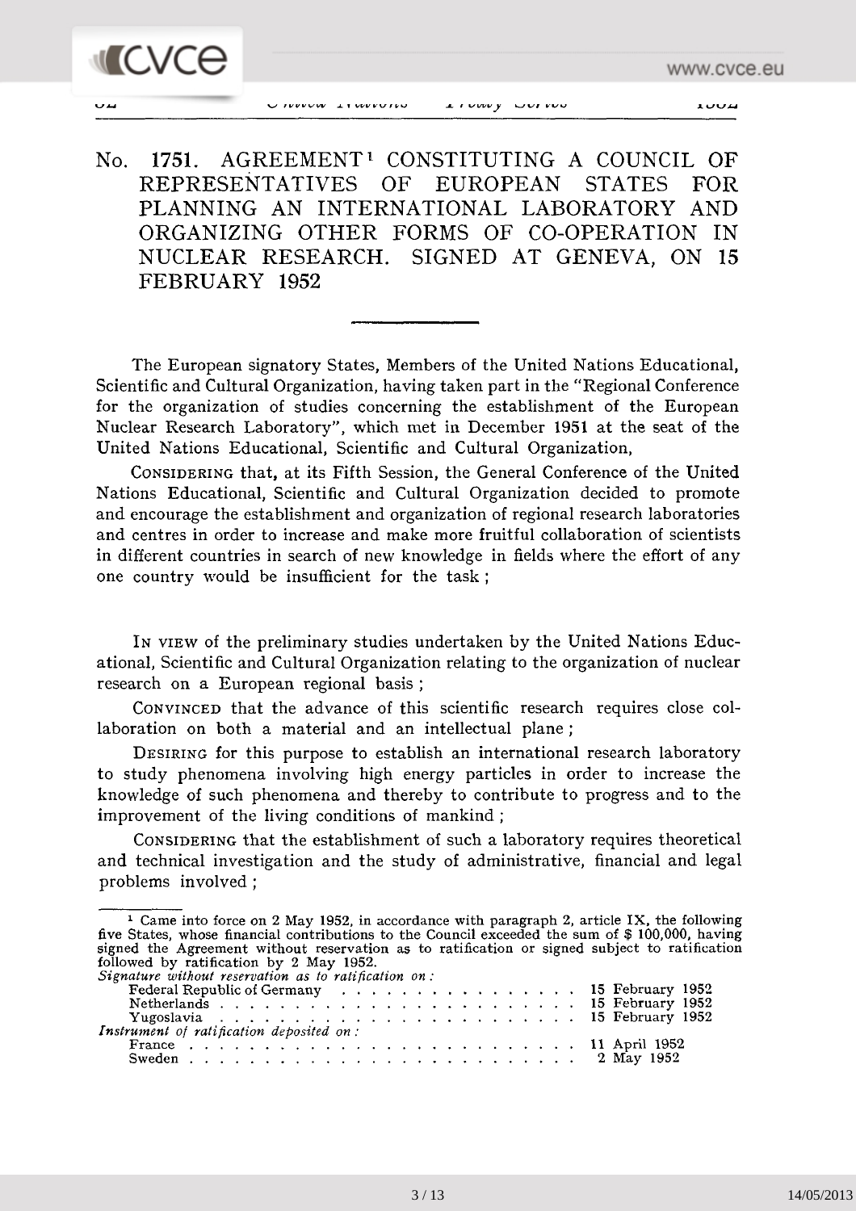# No. 1751. AGREEMENT[1] CONSTITUTING A COUNCIL OF REPRESENTATIVES OF EUROPEAN STATES FOR PLANNING AN INTERNATIONAL LABORATORY AND ORGANIZING OTHER FORMS OF CO-OPERATION IN NUCLEAR RESEARCH. SIGNED AT GENEVA, ON 15 FEBRUARY 1952

The European signatory States, Members of the United Nations Educational, Scientific and Cultural Organization, having taken part in the "Regional Conference for the organization of studies concerning the establishment of the European Nuclear Research Laboratory", which met in December 1951 at the seat of the United Nations Educational, Scientific and Cultural Organization,

CONSIDERING that, at its Fifth Session, the General Conference of the United Nations Educational, Scientific and Cultural Organization decided to promote and encourage the establishment and organization of regional research laboratories and centres in order to increase and make more fruitful collaboration of scientists in different countries in search of new knowledge in fields where the effort of any one country would be insufficient for the task ;

IN VIEW of the preliminary studies undertaken by the United Nations Educational, Scientific and Cultural Organization relating to the organization of nuclear research on a European regional basis ;

CONVINCED that the advance of this scientific research requires close collaboration on both a material and an intellectual plane ;

DESIRING for this purpose to establish an international research laboratory to study phenomena involving high energy particles in order to increase the knowledge of such phenomena and thereby to contribute to progress and to the improvement of the living conditions of mankind ;

CONSIDERING that the establishment of such a laboratory requires theoretical and technical investigation and the study of administrative, financial and legal problems involved ;

---

[1] Came into force on 2 May 1952, in accordance with paragraph 2, article IX, the following five States, whose financial contributions to the Council exceeded the sum of $ 100,000, having signed the Agreement without reservation as to ratification or signed subject to ratification followed by ratification by 2 May 1952.

*Signature without reservation as to ratification on :*

Federal Republic of Germany . . . . . . . . . . . . . . . . 15 February 1952
Netherlands . . . . . . . . . . . . . . . . . . . . . . . . 15 February 1952
Yugoslavia . . . . . . . . . . . . . . . . . . . . . . . . 15 February 1952

*Instrument of ratification deposited on :*

France . . . . . . . . . . . . . . . . . . . . . . . . . . 11 April 1952
Sweden . . . . . . . . . . . . . . . . . . . . . . . . . . 2 May 1952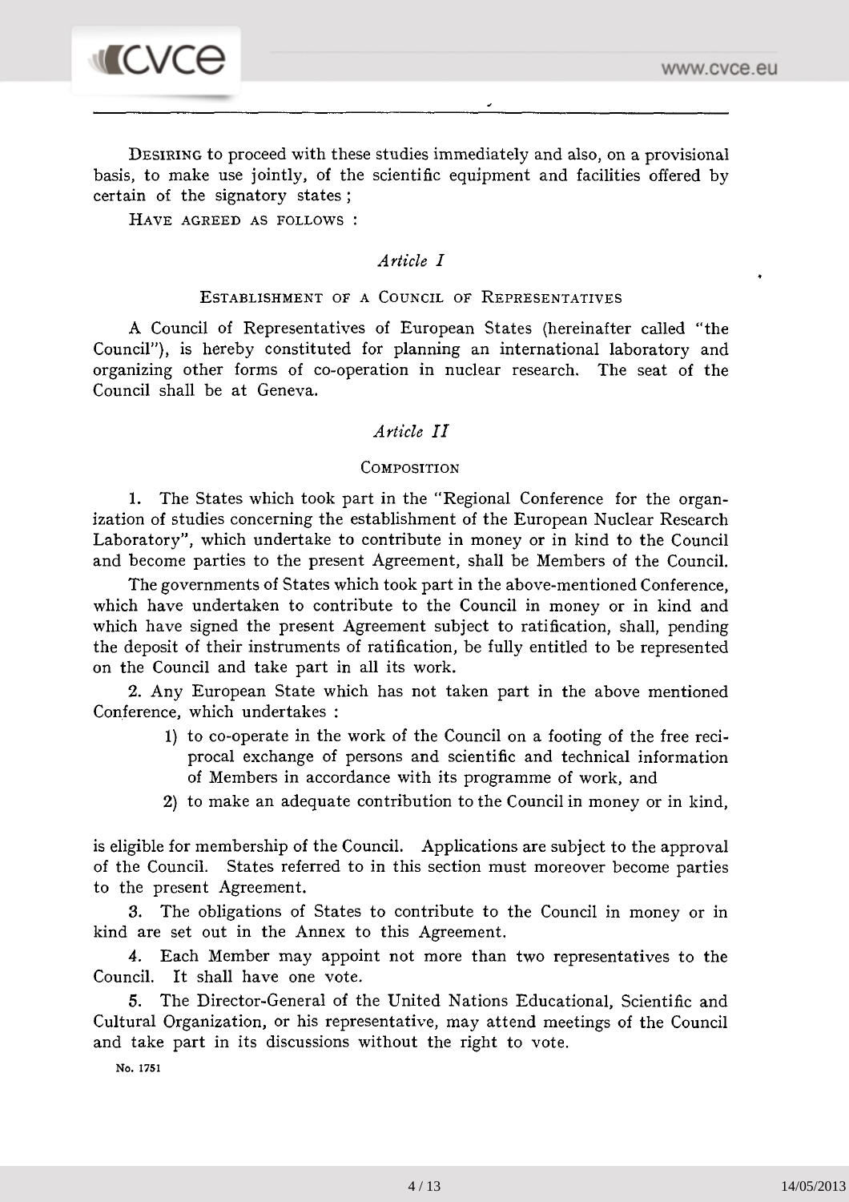DESIRING to proceed with these studies immediately and also, on a provisional basis, to make use jointly, of the scientific equipment and facilities offered by certain of the signatory states ;

HAVE AGREED AS FOLLOWS :

### *Article I*

#### ESTABLISHMENT OF A COUNCIL OF REPRESENTATIVES

A Council of Representatives of European States (hereinafter called "the Council"), is hereby constituted for planning an international laboratory and organizing other forms of co-operation in nuclear research. The seat of the Council shall be at Geneva.

### *Article II*

#### COMPOSITION

1. The States which took part in the "Regional Conference for the organization of studies concerning the establishment of the European Nuclear Research Laboratory", which undertake to contribute in money or in kind to the Council and become parties to the present Agreement, shall be Members of the Council.

The governments of States which took part in the above-mentioned Conference, which have undertaken to contribute to the Council in money or in kind and which have signed the present Agreement subject to ratification, shall, pending the deposit of their instruments of ratification, be fully entitled to be represented on the Council and take part in all its work.

2. Any European State which has not taken part in the above mentioned Conference, which undertakes :

   1) to co-operate in the work of the Council on a footing of the free reciprocal exchange of persons and scientific and technical information of Members in accordance with its programme of work, and
   2) to make an adequate contribution to the Council in money or in kind,

is eligible for membership of the Council. Applications are subject to the approval of the Council. States referred to in this section must moreover become parties to the present Agreement.

3. The obligations of States to contribute to the Council in money or in kind are set out in the Annex to this Agreement.

4. Each Member may appoint not more than two representatives to the Council. It shall have one vote.

5. The Director-General of the United Nations Educational, Scientific and Cultural Organization, or his representative, may attend meetings of the Council and take part in its discussions without the right to vote.

No. 1751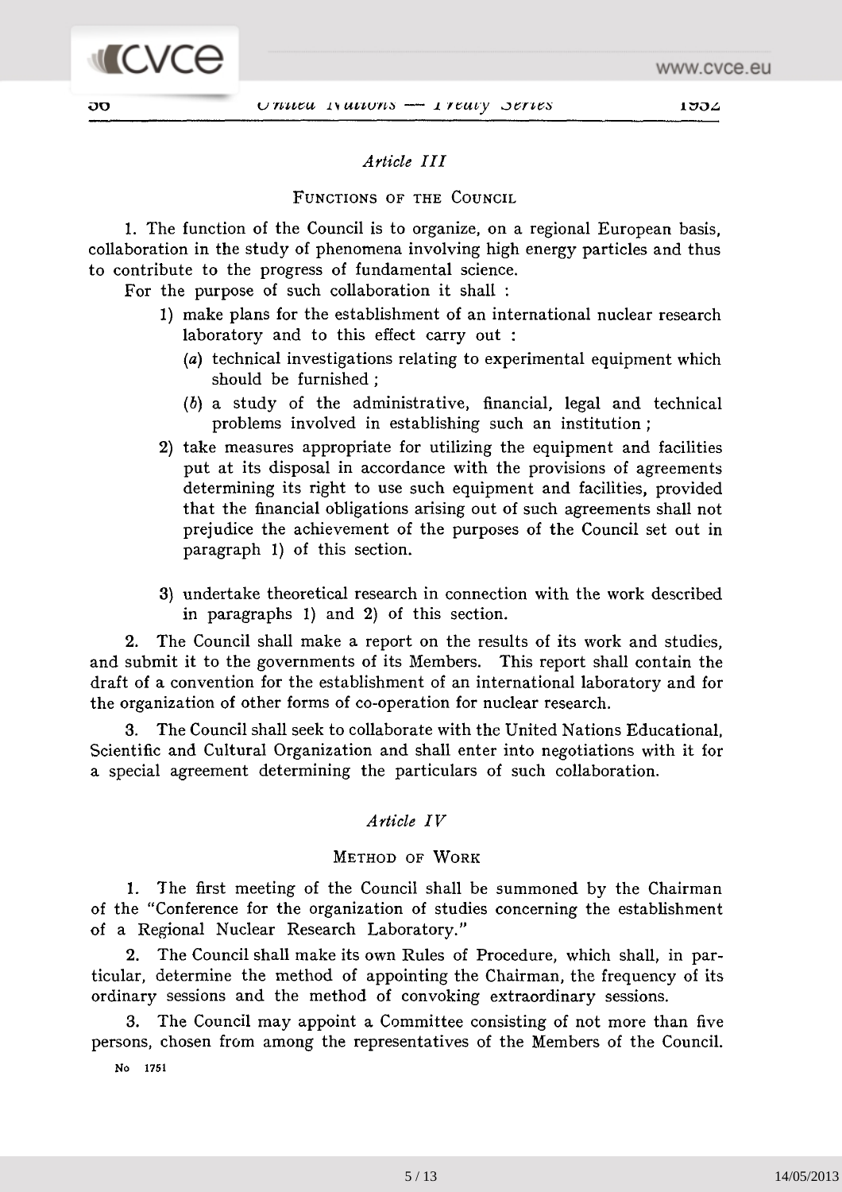### *Article III*

#### FUNCTIONS OF THE COUNCIL

1. The function of the Council is to organize, on a regional European basis, collaboration in the study of phenomena involving high energy particles and thus to contribute to the progress of fundamental science.

For the purpose of such collaboration it shall :

1) make plans for the establishment of an international nuclear research laboratory and to this effect carry out :
   - (*a*) technical investigations relating to experimental equipment which should be furnished ;
   - (*b*) a study of the administrative, financial, legal and technical problems involved in establishing such an institution ;
2) take measures appropriate for utilizing the equipment and facilities put at its disposal in accordance with the provisions of agreements determining its right to use such equipment and facilities, provided that the financial obligations arising out of such agreements shall not prejudice the achievement of the purposes of the Council set out in paragraph 1) of this section.
3) undertake theoretical research in connection with the work described in paragraphs 1) and 2) of this section.

2. The Council shall make a report on the results of its work and studies, and submit it to the governments of its Members. This report shall contain the draft of a convention for the establishment of an international laboratory and for the organization of other forms of co-operation for nuclear research.

3. The Council shall seek to collaborate with the United Nations Educational, Scientific and Cultural Organization and shall enter into negotiations with it for a special agreement determining the particulars of such collaboration.

### *Article IV*

#### METHOD OF WORK

1. The first meeting of the Council shall be summoned by the Chairman of the "Conference for the organization of studies concerning the establishment of a Regional Nuclear Research Laboratory."

2. The Council shall make its own Rules of Procedure, which shall, in particular, determine the method of appointing the Chairman, the frequency of its ordinary sessions and the method of convoking extraordinary sessions.

3. The Council may appoint a Committee consisting of not more than five persons, chosen from among the representatives of the Members of the Council.

No 1751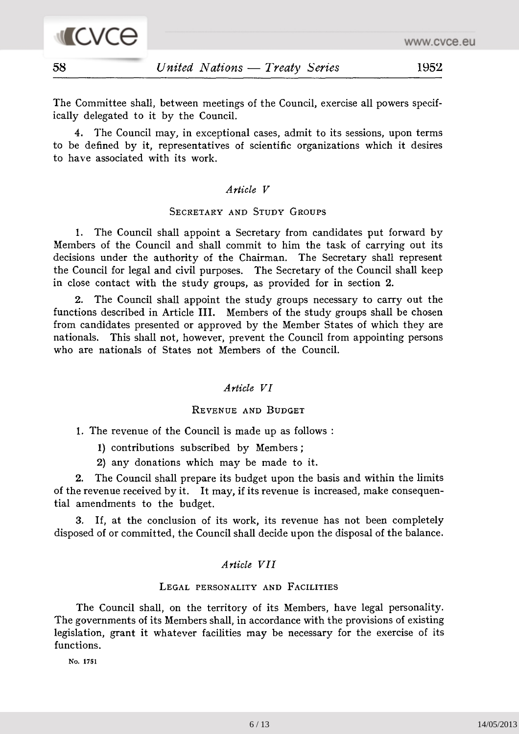The Committee shall, between meetings of the Council, exercise all powers specifically delegated to it by the Council.

4. The Council may, in exceptional cases, admit to its sessions, upon terms to be defined by it, representatives of scientific organizations which it desires to have associated with its work.

### *Article V*

#### Secretary and Study Groups

1. The Council shall appoint a Secretary from candidates put forward by Members of the Council and shall commit to him the task of carrying out its decisions under the authority of the Chairman. The Secretary shall represent the Council for legal and civil purposes. The Secretary of the Council shall keep in close contact with the study groups, as provided for in section 2.

2. The Council shall appoint the study groups necessary to carry out the functions described in Article III. Members of the study groups shall be chosen from candidates presented or approved by the Member States of which they are nationals. This shall not, however, prevent the Council from appointing persons who are nationals of States not Members of the Council.

### *Article VI*

#### Revenue and Budget

1. The revenue of the Council is made up as follows :

   1) contributions subscribed by Members ;

   2) any donations which may be made to it.

2. The Council shall prepare its budget upon the basis and within the limits of the revenue received by it. It may, if its revenue is increased, make consequential amendments to the budget.

3. If, at the conclusion of its work, its revenue has not been completely disposed of or committed, the Council shall decide upon the disposal of the balance.

### *Article VII*

#### Legal personality and Facilities

The Council shall, on the territory of its Members, have legal personality. The governments of its Members shall, in accordance with the provisions of existing legislation, grant it whatever facilities may be necessary for the exercise of its functions.

No. 1751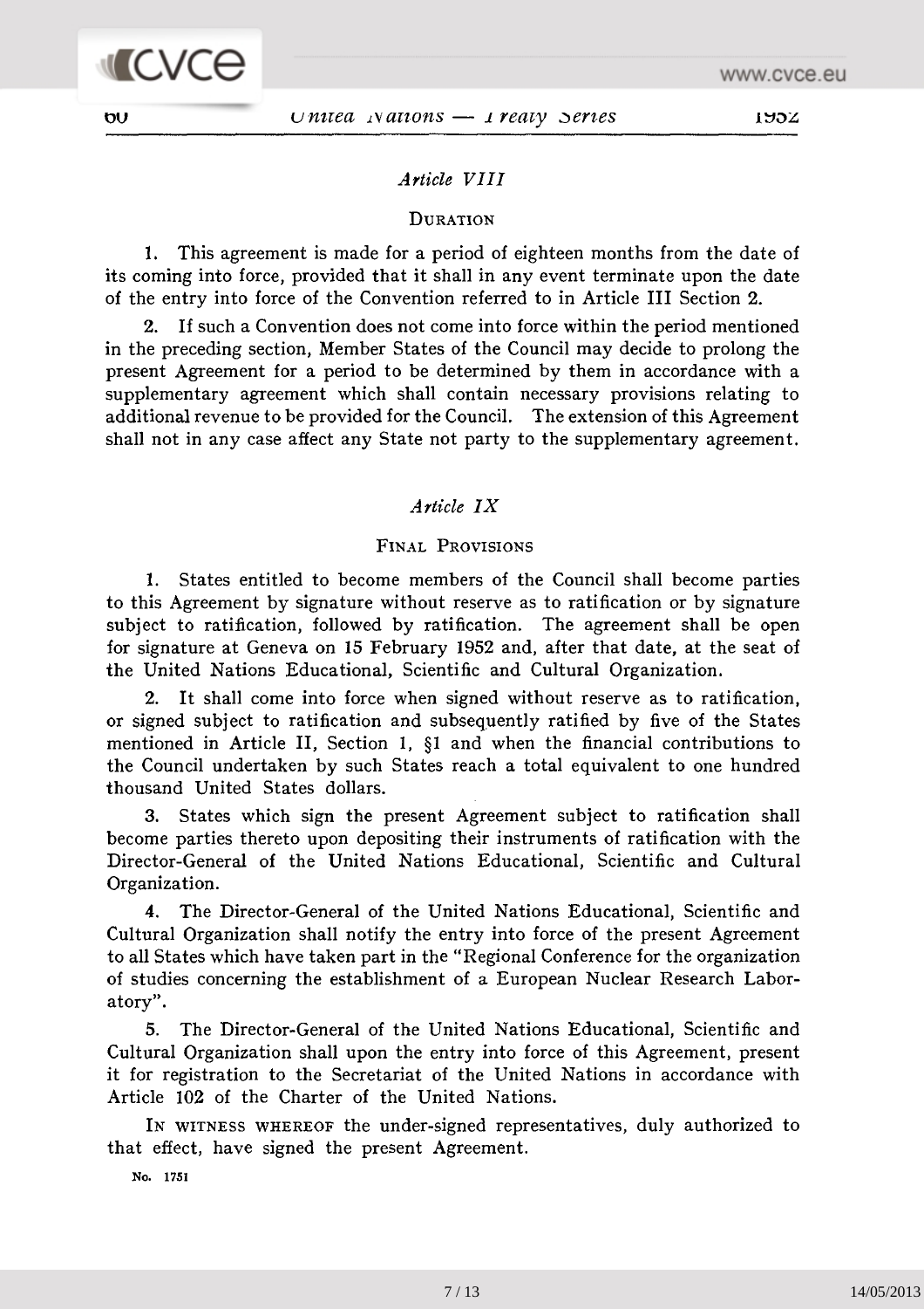### *Article VIII*

#### Duration

1. This agreement is made for a period of eighteen months from the date of its coming into force, provided that it shall in any event terminate upon the date of the entry into force of the Convention referred to in Article III Section 2.

2. If such a Convention does not come into force within the period mentioned in the preceding section, Member States of the Council may decide to prolong the present Agreement for a period to be determined by them in accordance with a supplementary agreement which shall contain necessary provisions relating to additional revenue to be provided for the Council. The extension of this Agreement shall not in any case affect any State not party to the supplementary agreement.

### *Article IX*

#### Final Provisions

1. States entitled to become members of the Council shall become parties to this Agreement by signature without reserve as to ratification or by signature subject to ratification, followed by ratification. The agreement shall be open for signature at Geneva on 15 February 1952 and, after that date, at the seat of the United Nations Educational, Scientific and Cultural Organization.

2. It shall come into force when signed without reserve as to ratification, or signed subject to ratification and subsequently ratified by five of the States mentioned in Article II, Section 1, §1 and when the financial contributions to the Council undertaken by such States reach a total equivalent to one hundred thousand United States dollars.

3. States which sign the present Agreement subject to ratification shall become parties thereto upon depositing their instruments of ratification with the Director-General of the United Nations Educational, Scientific and Cultural Organization.

4. The Director-General of the United Nations Educational, Scientific and Cultural Organization shall notify the entry into force of the present Agreement to all States which have taken part in the "Regional Conference for the organization of studies concerning the establishment of a European Nuclear Research Laboratory".

5. The Director-General of the United Nations Educational, Scientific and Cultural Organization shall upon the entry into force of this Agreement, present it for registration to the Secretariat of the United Nations in accordance with Article 102 of the Charter of the United Nations.

In witness whereof the under-signed representatives, duly authorized to that effect, have signed the present Agreement.

No. 1751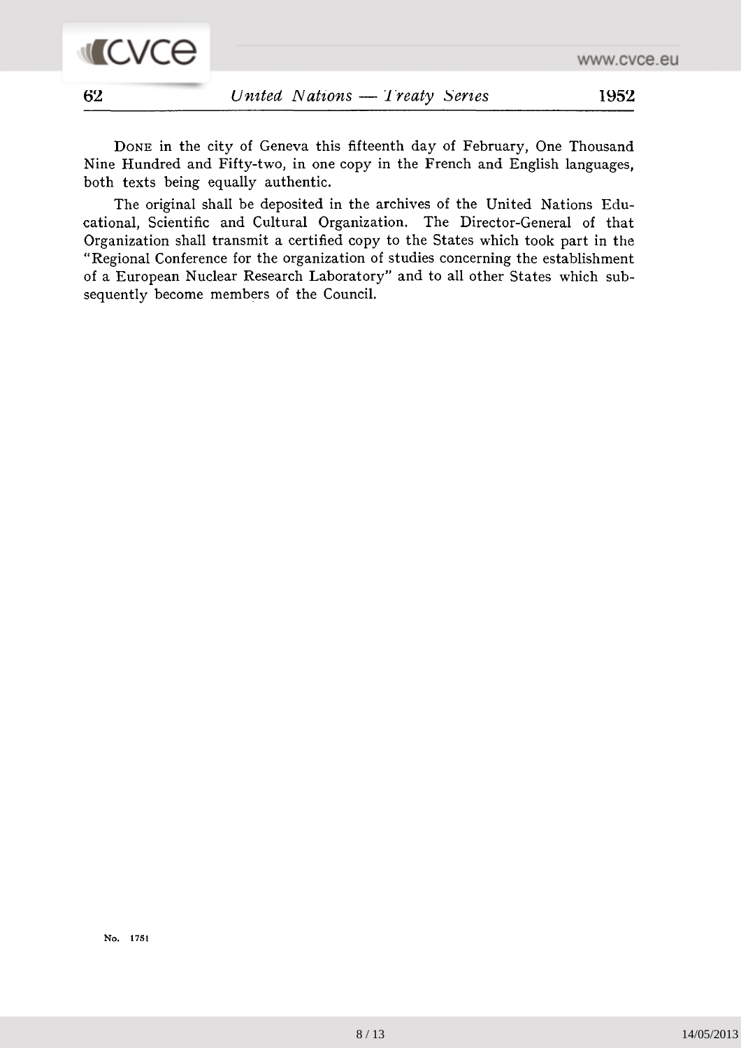DONE in the city of Geneva this fifteenth day of February, One Thousand Nine Hundred and Fifty-two, in one copy in the French and English languages, both texts being equally authentic.

The original shall be deposited in the archives of the United Nations Educational, Scientific and Cultural Organization. The Director-General of that Organization shall transmit a certified copy to the States which took part in the "Regional Conference for the organization of studies concerning the establishment of a European Nuclear Research Laboratory" and to all other States which subsequently become members of the Council.

No. 1751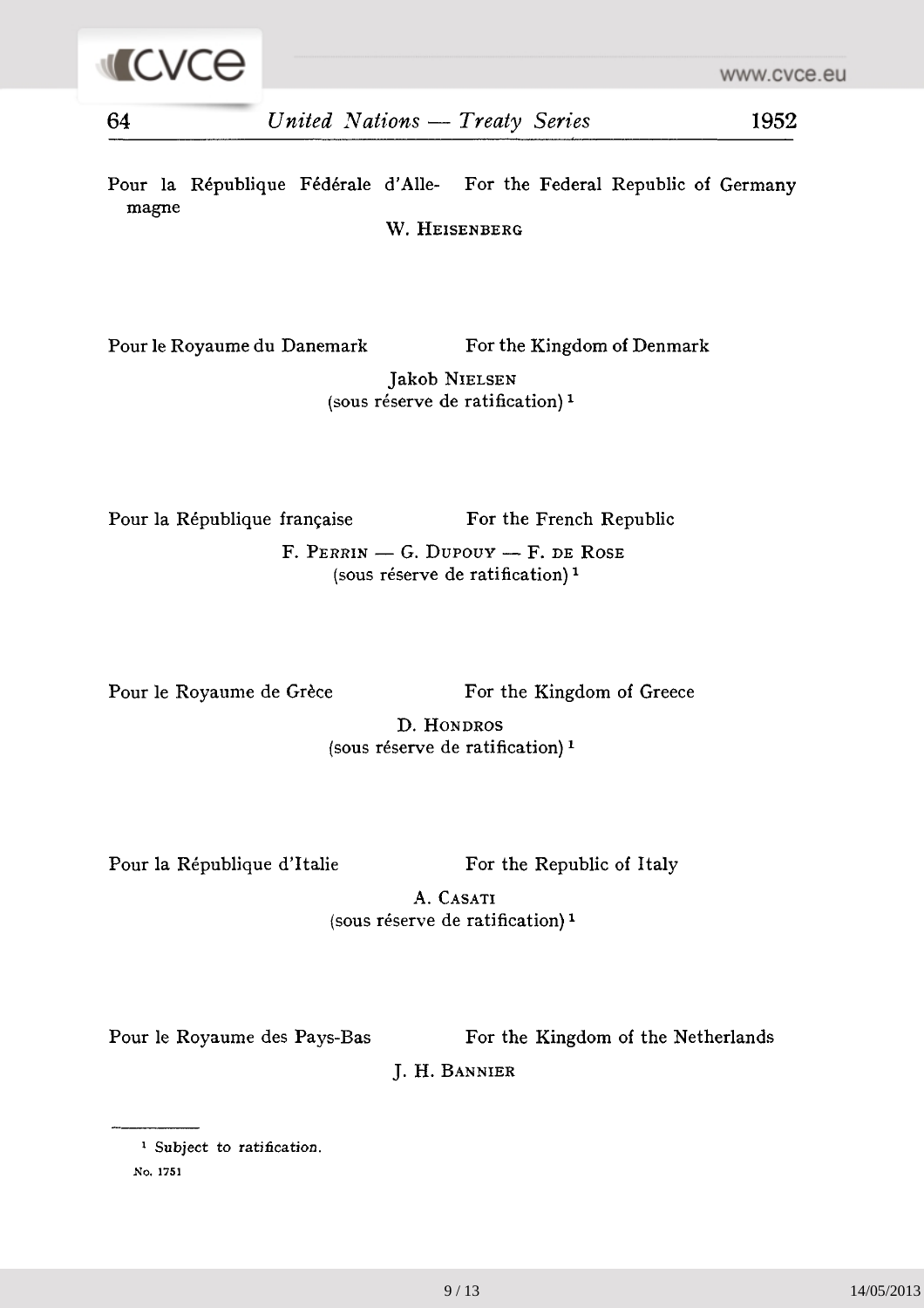Pour la République Fédérale d'Allemagne — For the Federal Republic of Germany

W. HEISENBERG

Pour le Royaume du Danemark — For the Kingdom of Denmark

Jakob NIELSEN
(sous réserve de ratification)[1]

Pour la République française — For the French Republic

F. PERRIN — G. DUPOUY — F. DE ROSE
(sous réserve de ratification)[1]

Pour le Royaume de Grèce — For the Kingdom of Greece

D. HONDROS
(sous réserve de ratification)[1]

Pour la République d'Italie — For the Republic of Italy

A. CASATI
(sous réserve de ratification)[1]

Pour le Royaume des Pays-Bas — For the Kingdom of the Netherlands

J. H. BANNIER

---

[1] Subject to ratification.

No. 1751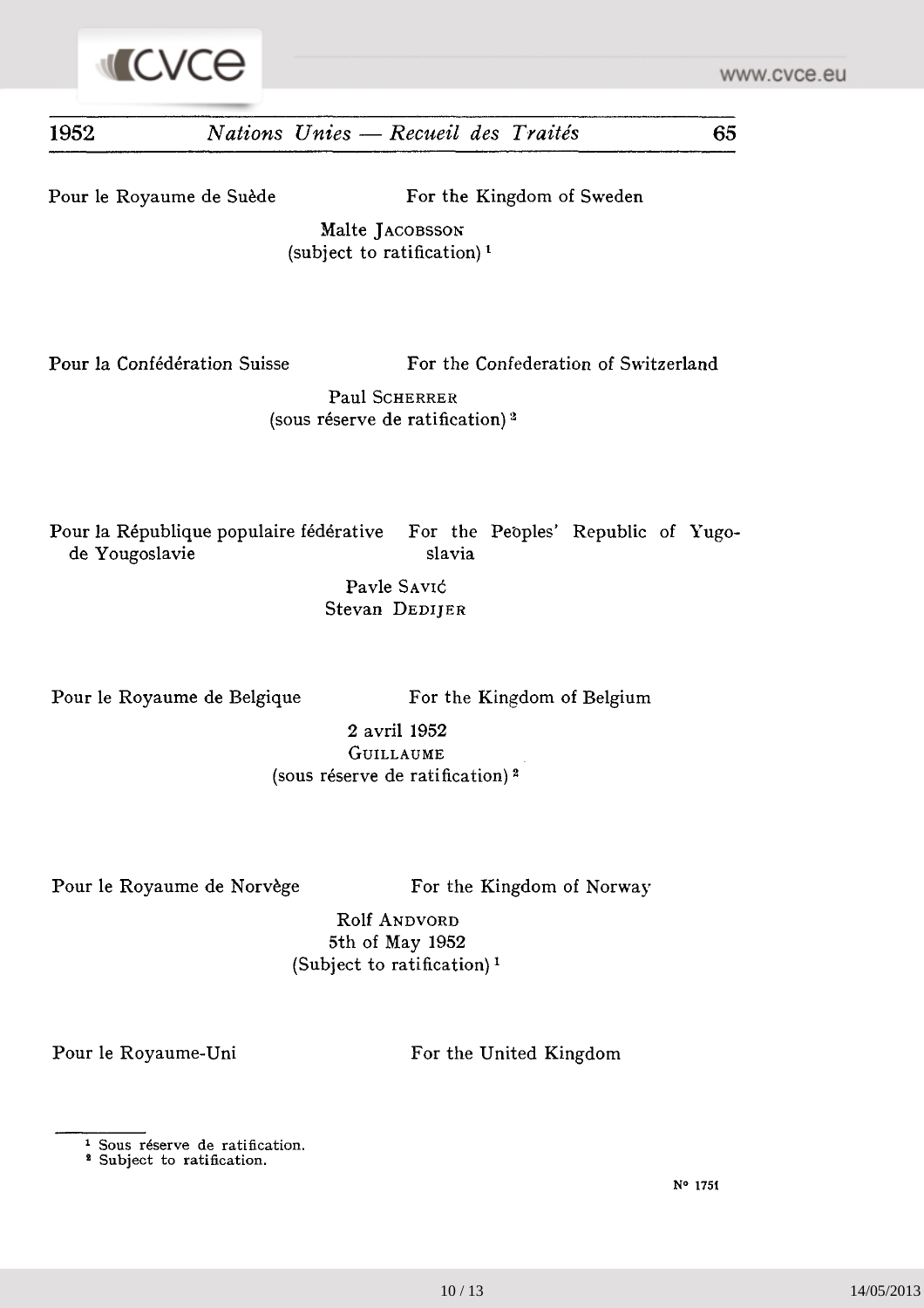Pour le Royaume de Suède — For the Kingdom of Sweden

Malte JACOBSSON
(subject to ratification) [1]

Pour la Confédération Suisse — For the Confederation of Switzerland

Paul SCHERRER
(sous réserve de ratification) [2]

Pour la République populaire fédérative de Yougoslavie — For the Peoples' Republic of Yugoslavia

Pavle SAVIĆ
Stevan DEDIJER

Pour le Royaume de Belgique — For the Kingdom of Belgium

2 avril 1952
GUILLAUME
(sous réserve de ratification) [2]

Pour le Royaume de Norvège — For the Kingdom of Norway

Rolf ANDVORD
5th of May 1952
(Subject to ratification) [1]

Pour le Royaume-Uni — For the United Kingdom

---

[1] Sous réserve de ratification.
[2] Subject to ratification.

N° 1751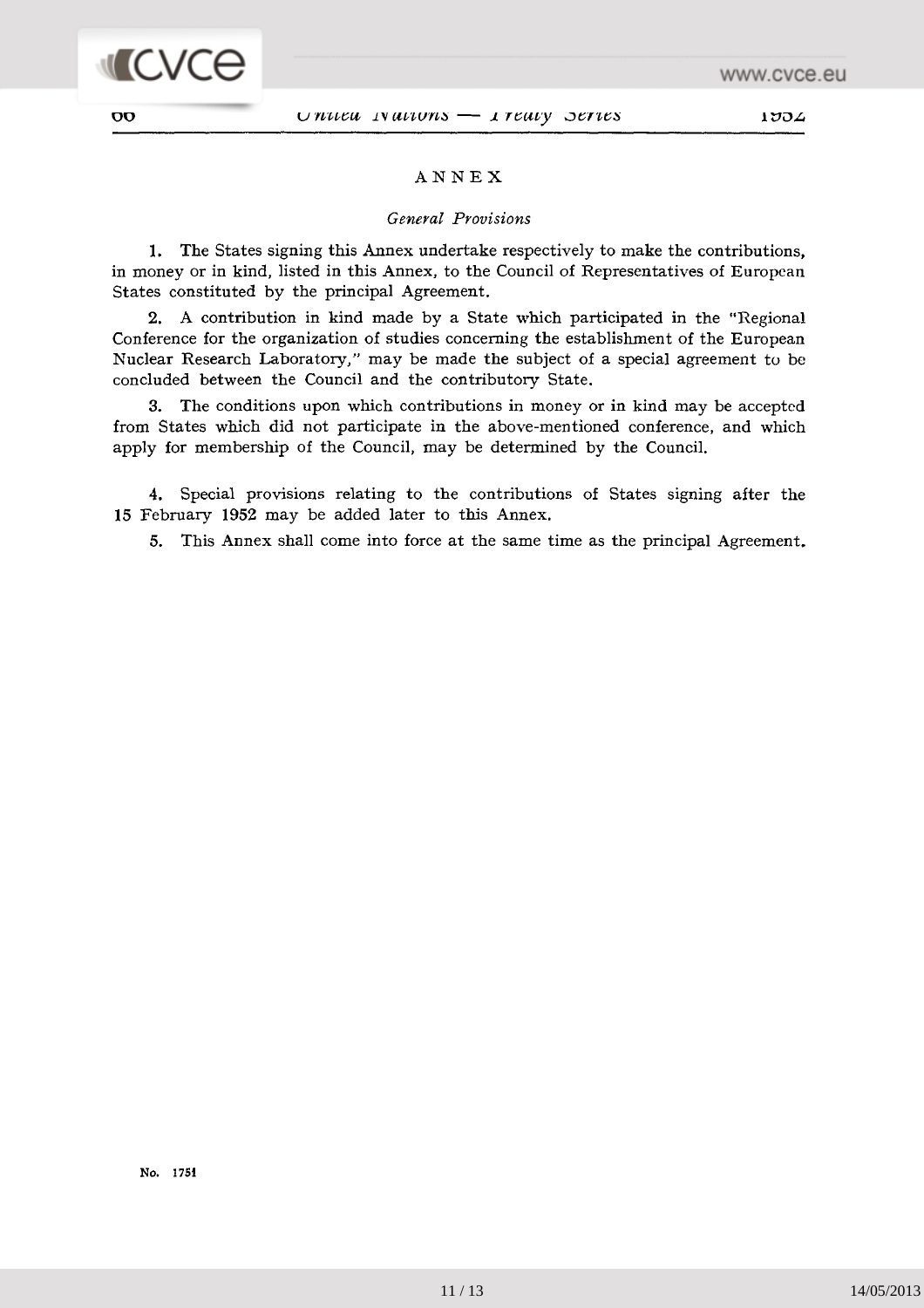# ANNEX

## *General Provisions*

1. The States signing this Annex undertake respectively to make the contributions, in money or in kind, listed in this Annex, to the Council of Representatives of European States constituted by the principal Agreement.

2. A contribution in kind made by a State which participated in the "Regional Conference for the organization of studies concerning the establishment of the European Nuclear Research Laboratory," may be made the subject of a special agreement to be concluded between the Council and the contributory State.

3. The conditions upon which contributions in money or in kind may be accepted from States which did not participate in the above-mentioned conference, and which apply for membership of the Council, may be determined by the Council.

4. Special provisions relating to the contributions of States signing after the 15 February 1952 may be added later to this Annex.

5. This Annex shall come into force at the same time as the principal Agreement.

No. 1751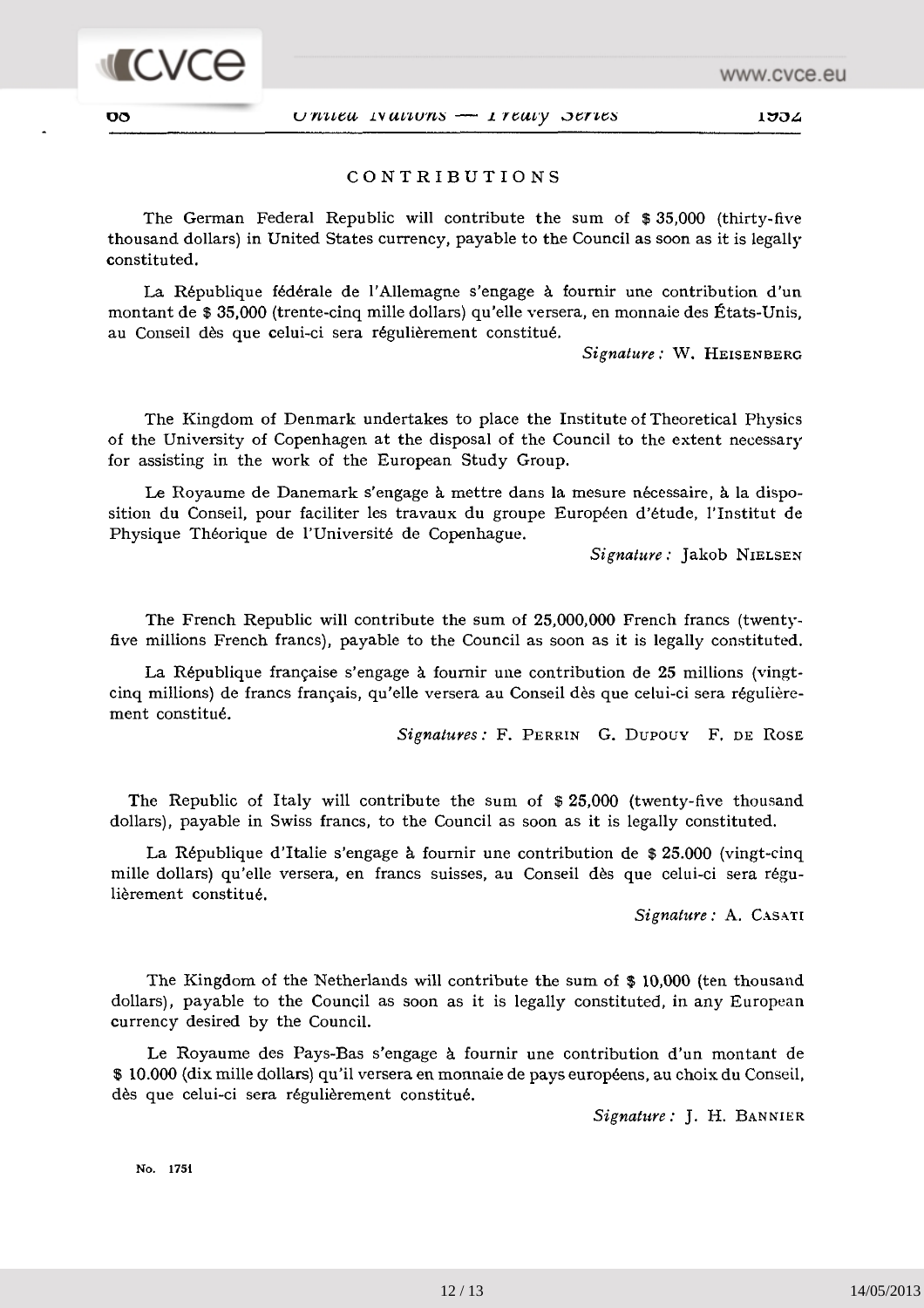## CONTRIBUTIONS

The German Federal Republic will contribute the sum of $ 35,000 (thirty-five thousand dollars) in United States currency, payable to the Council as soon as it is legally constituted.

La République fédérale de l'Allemagne s'engage à fournir une contribution d'un montant de $ 35,000 (trente-cinq mille dollars) qu'elle versera, en monnaie des États-Unis, au Conseil dès que celui-ci sera régulièrement constitué.

*Signature :* W. HEISENBERG

The Kingdom of Denmark undertakes to place the Institute of Theoretical Physics of the University of Copenhagen at the disposal of the Council to the extent necessary for assisting in the work of the European Study Group.

Le Royaume de Danemark s'engage à mettre dans la mesure nécessaire, à la disposition du Conseil, pour faciliter les travaux du groupe Européen d'étude, l'Institut de Physique Théorique de l'Université de Copenhague.

*Signature :* Jakob NIELSEN

The French Republic will contribute the sum of 25,000,000 French francs (twenty-five millions French francs), payable to the Council as soon as it is legally constituted.

La République française s'engage à fournir une contribution de 25 millions (vingt-cinq millions) de francs français, qu'elle versera au Conseil dès que celui-ci sera régulièrement constitué.

*Signatures :* F. PERRIN G. DUPOUY F. DE ROSE

The Republic of Italy will contribute the sum of $ 25,000 (twenty-five thousand dollars), payable in Swiss francs, to the Council as soon as it is legally constituted.

La République d'Italie s'engage à fournir une contribution de $ 25.000 (vingt-cinq mille dollars) qu'elle versera, en francs suisses, au Conseil dès que celui-ci sera régulièrement constitué.

*Signature :* A. CASATI

The Kingdom of the Netherlands will contribute the sum of $ 10,000 (ten thousand dollars), payable to the Council as soon as it is legally constituted, in any European currency desired by the Council.

Le Royaume des Pays-Bas s'engage à fournir une contribution d'un montant de $ 10.000 (dix mille dollars) qu'il versera en monnaie de pays européens, au choix du Conseil, dès que celui-ci sera régulièrement constitué.

*Signature :* J. H. BANNIER

No. 1751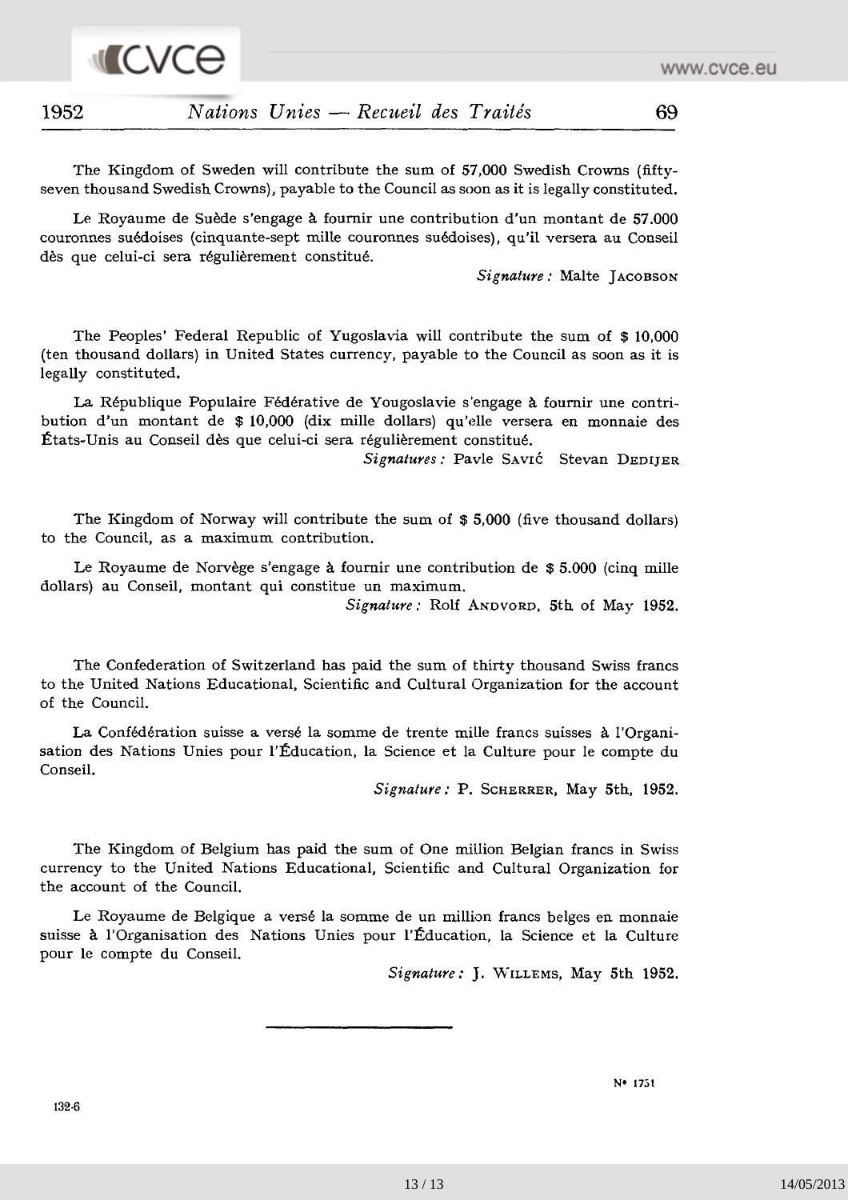The Kingdom of Sweden will contribute the sum of 57,000 Swedish Crowns (fifty-seven thousand Swedish Crowns), payable to the Council as soon as it is legally constituted.

Le Royaume de Suède s'engage à fournir une contribution d'un montant de 57.000 couronnes suédoises (cinquante-sept mille couronnes suédoises), qu'il versera au Conseil dès que celui-ci sera régulièrement constitué.

*Signature :* Malte JACOBSON

The Peoples' Federal Republic of Yugoslavia will contribute the sum of $ 10,000 (ten thousand dollars) in United States currency, payable to the Council as soon as it is legally constituted.

La République Populaire Fédérative de Yougoslavie s'engage à fournir une contribution d'un montant de $ 10,000 (dix mille dollars) qu'elle versera en monnaie des États-Unis au Conseil dès que celui-ci sera régulièrement constitué.

*Signatures :* Pavle SAVIĆ Stevan DEDIJER

The Kingdom of Norway will contribute the sum of $ 5,000 (five thousand dollars) to the Council, as a maximum contribution.

Le Royaume de Norvège s'engage à fournir une contribution de $ 5.000 (cinq mille dollars) au Conseil, montant qui constitue un maximum.

*Signature :* Rolf ANDVORD, 5th of May 1952.

The Confederation of Switzerland has paid the sum of thirty thousand Swiss francs to the United Nations Educational, Scientific and Cultural Organization for the account of the Council.

La Confédération suisse a versé la somme de trente mille francs suisses à l'Organisation des Nations Unies pour l'Éducation, la Science et la Culture pour le compte du Conseil.

*Signature :* P. SCHERRER, May 5th, 1952.

The Kingdom of Belgium has paid the sum of One million Belgian francs in Swiss currency to the United Nations Educational, Scientific and Cultural Organization for the account of the Council.

Le Royaume de Belgique a versé la somme de un million francs belges en monnaie suisse à l'Organisation des Nations Unies pour l'Éducation, la Science et la Culture pour le compte du Conseil.

*Signature :* J. WILLEMS, May 5th 1952.

N° 1751

132-6